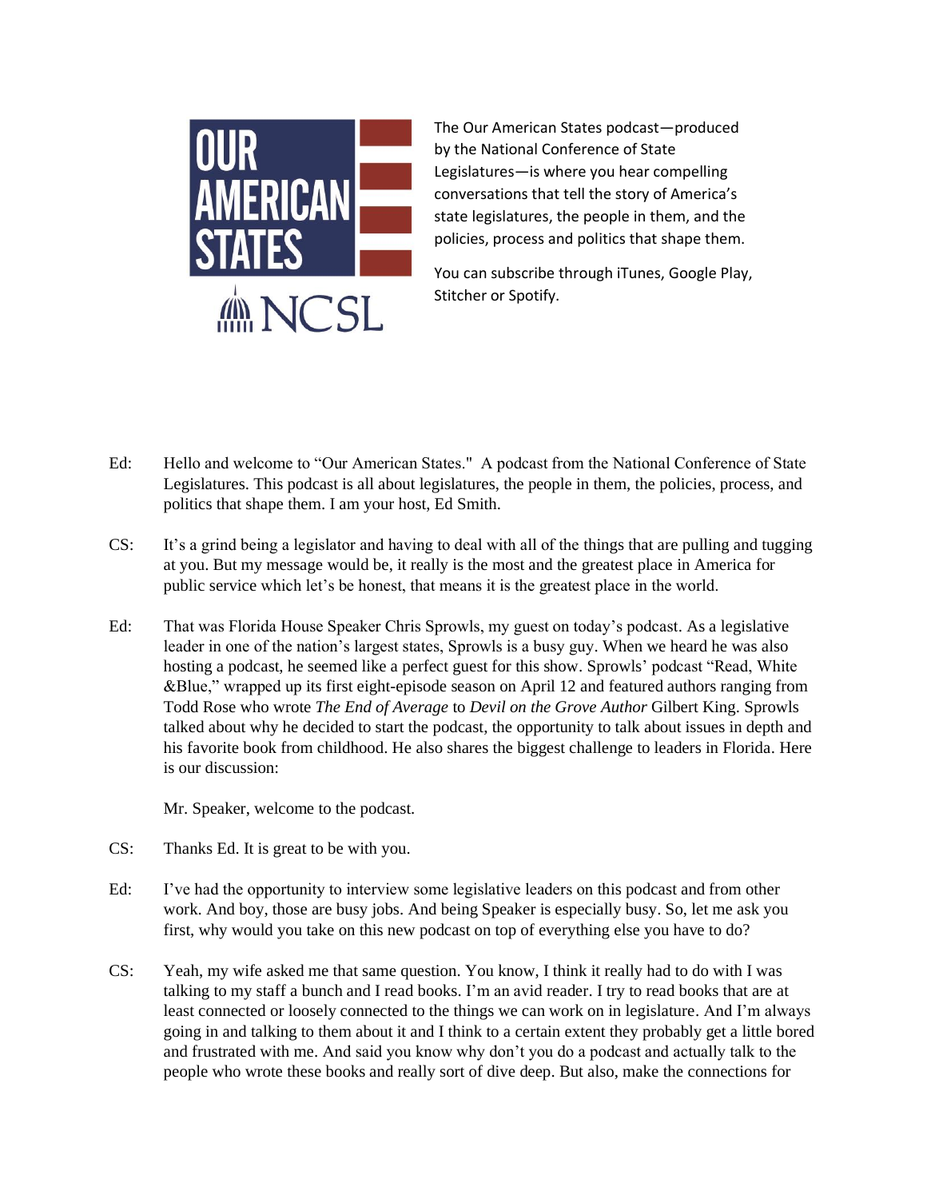OUR AMERICAN STATES

NCSL

The Our American States podcast—produced by the National Conference of State Legislatures—is where you hear compelling conversations that tell the story of America's state legislatures, the people in them, and the policies, process and politics that shape them.

You can subscribe through iTunes, Google Play, Stitcher or Spotify.

Ed: Hello and welcome to "Our American States." A podcast from the National Conference of State Legislatures. This podcast is all about legislatures, the people in them, the policies, process, and politics that shape them. I am your host, Ed Smith.

CS: It's a grind being a legislator and having to deal with all of the things that are pulling and tugging at you. But my message would be, it really is the most and the greatest place in America for public service which let's be honest, that means it is the greatest place in the world.

Ed: That was Florida House Speaker Chris Sprowls, my guest on today's podcast. As a legislative leader in one of the nation's largest states, Sprowls is a busy guy. When we heard he was also hosting a podcast, he seemed like a perfect guest for this show. Sprowls' podcast "Read, White &Blue," wrapped up its first eight-episode season on April 12 and featured authors ranging from Todd Rose who wrote *The End of Average* to *Devil on the Grove Author* Gilbert King. Sprowls talked about why he decided to start the podcast, the opportunity to talk about issues in depth and his favorite book from childhood. He also shares the biggest challenge to leaders in Florida. Here is our discussion:

Mr. Speaker, welcome to the podcast.

CS: Thanks Ed. It is great to be with you.

Ed: I've had the opportunity to interview some legislative leaders on this podcast and from other work. And boy, those are busy jobs. And being Speaker is especially busy. So, let me ask you first, why would you take on this new podcast on top of everything else you have to do?

CS: Yeah, my wife asked me that same question. You know, I think it really had to do with I was talking to my staff a bunch and I read books. I'm an avid reader. I try to read books that are at least connected or loosely connected to the things we can work on in legislature. And I'm always going in and talking to them about it and I think to a certain extent they probably get a little bored and frustrated with me. And said you know why don't you do a podcast and actually talk to the people who wrote these books and really sort of dive deep. But also, make the connections for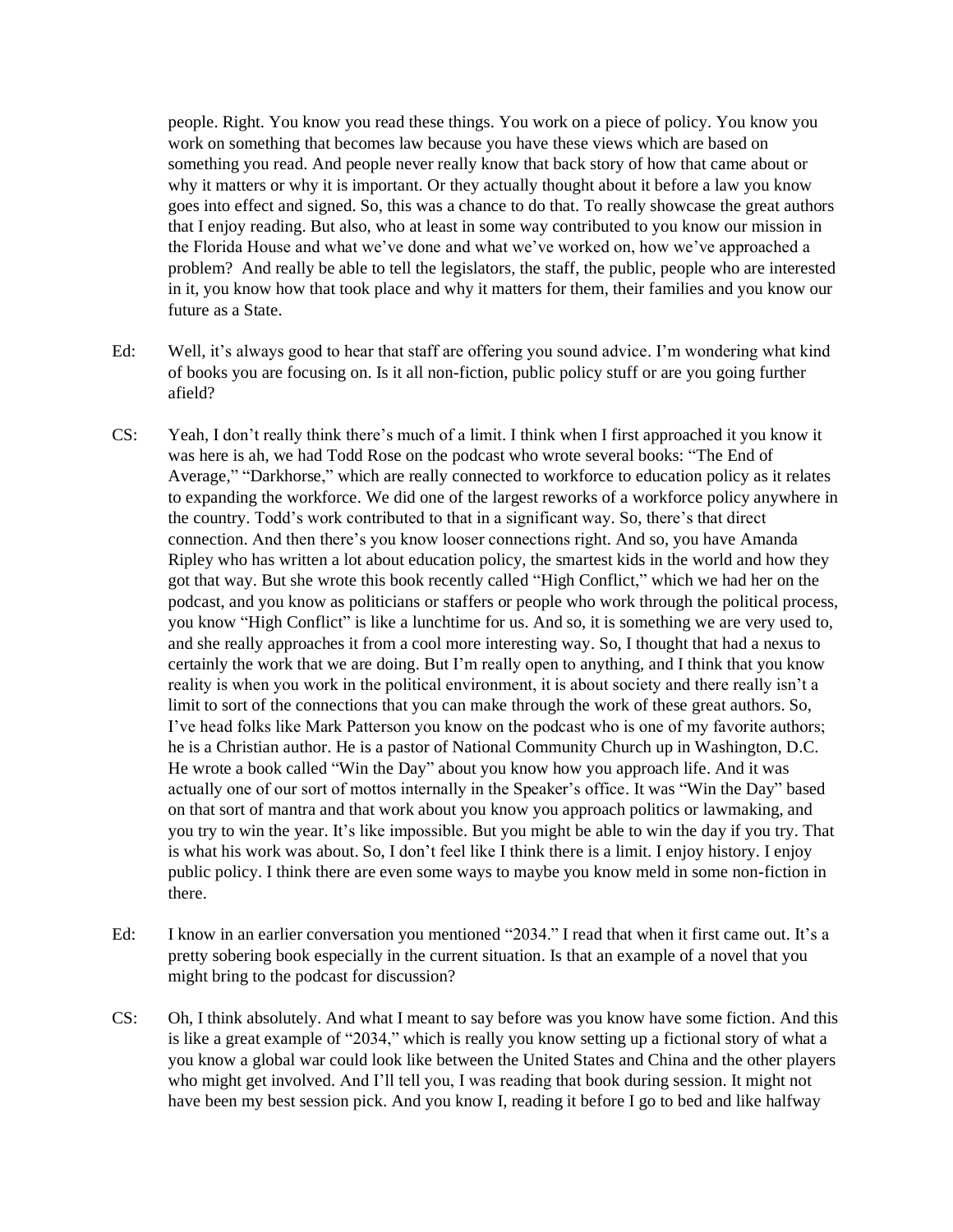people. Right. You know you read these things. You work on a piece of policy. You know you work on something that becomes law because you have these views which are based on something you read. And people never really know that back story of how that came about or why it matters or why it is important. Or they actually thought about it before a law you know goes into effect and signed. So, this was a chance to do that. To really showcase the great authors that I enjoy reading. But also, who at least in some way contributed to you know our mission in the Florida House and what we've done and what we've worked on, how we've approached a problem? And really be able to tell the legislators, the staff, the public, people who are interested in it, you know how that took place and why it matters for them, their families and you know our future as a State.

Ed: Well, it's always good to hear that staff are offering you sound advice. I'm wondering what kind of books you are focusing on. Is it all non-fiction, public policy stuff or are you going further afield?

CS: Yeah, I don't really think there's much of a limit. I think when I first approached it you know it was here is ah, we had Todd Rose on the podcast who wrote several books: "The End of Average," "Darkhorse," which are really connected to workforce to education policy as it relates to expanding the workforce. We did one of the largest reworks of a workforce policy anywhere in the country. Todd's work contributed to that in a significant way. So, there's that direct connection. And then there's you know looser connections right. And so, you have Amanda Ripley who has written a lot about education policy, the smartest kids in the world and how they got that way. But she wrote this book recently called "High Conflict," which we had her on the podcast, and you know as politicians or staffers or people who work through the political process, you know "High Conflict" is like a lunchtime for us. And so, it is something we are very used to, and she really approaches it from a cool more interesting way. So, I thought that had a nexus to certainly the work that we are doing. But I'm really open to anything, and I think that you know reality is when you work in the political environment, it is about society and there really isn't a limit to sort of the connections that you can make through the work of these great authors. So, I've head folks like Mark Patterson you know on the podcast who is one of my favorite authors; he is a Christian author. He is a pastor of National Community Church up in Washington, D.C. He wrote a book called "Win the Day" about you know how you approach life. And it was actually one of our sort of mottos internally in the Speaker's office. It was "Win the Day" based on that sort of mantra and that work about you know you approach politics or lawmaking, and you try to win the year. It's like impossible. But you might be able to win the day if you try. That is what his work was about. So, I don't feel like I think there is a limit. I enjoy history. I enjoy public policy. I think there are even some ways to maybe you know meld in some non-fiction in there.

Ed: I know in an earlier conversation you mentioned "2034." I read that when it first came out. It's a pretty sobering book especially in the current situation. Is that an example of a novel that you might bring to the podcast for discussion?

CS: Oh, I think absolutely. And what I meant to say before was you know have some fiction. And this is like a great example of "2034," which is really you know setting up a fictional story of what a you know a global war could look like between the United States and China and the other players who might get involved. And I'll tell you, I was reading that book during session. It might not have been my best session pick. And you know I, reading it before I go to bed and like halfway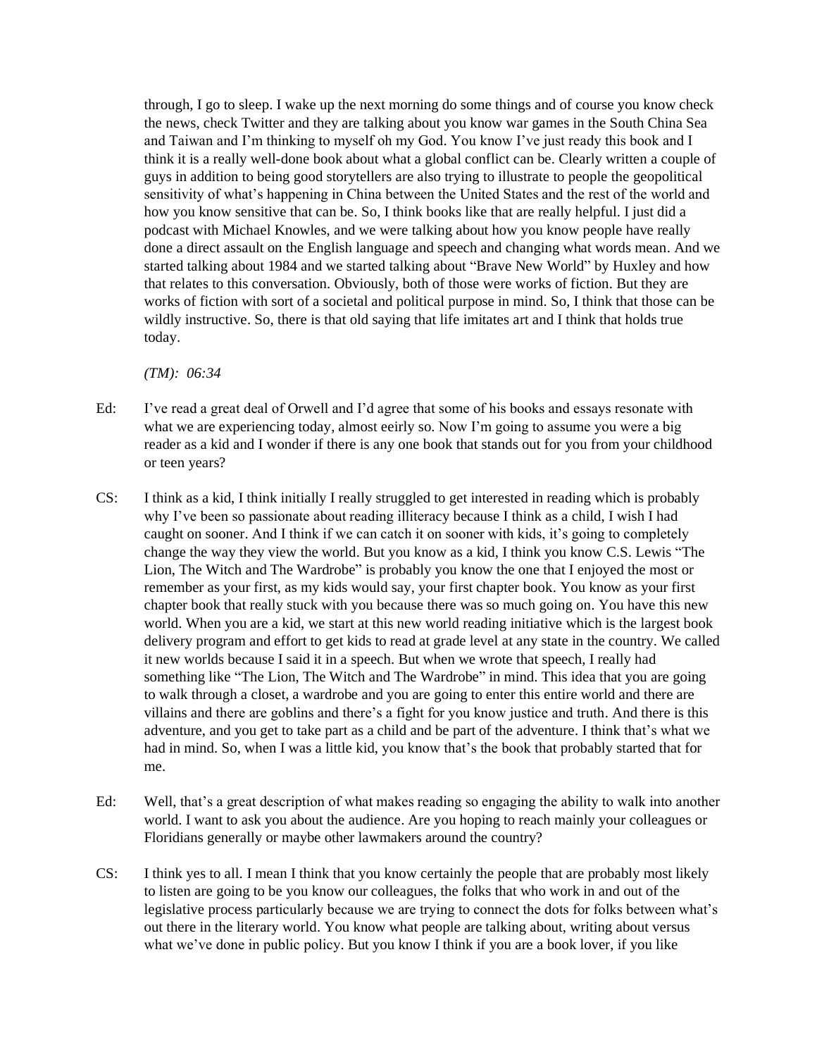through, I go to sleep. I wake up the next morning do some things and of course you know check the news, check Twitter and they are talking about you know war games in the South China Sea and Taiwan and I'm thinking to myself oh my God. You know I've just ready this book and I think it is a really well-done book about what a global conflict can be. Clearly written a couple of guys in addition to being good storytellers are also trying to illustrate to people the geopolitical sensitivity of what's happening in China between the United States and the rest of the world and how you know sensitive that can be. So, I think books like that are really helpful. I just did a podcast with Michael Knowles, and we were talking about how you know people have really done a direct assault on the English language and speech and changing what words mean. And we started talking about 1984 and we started talking about "Brave New World" by Huxley and how that relates to this conversation. Obviously, both of those were works of fiction. But they are works of fiction with sort of a societal and political purpose in mind. So, I think that those can be wildly instructive. So, there is that old saying that life imitates art and I think that holds true today.

*(TM): 06:34*

Ed: I've read a great deal of Orwell and I'd agree that some of his books and essays resonate with what we are experiencing today, almost eeirly so. Now I'm going to assume you were a big reader as a kid and I wonder if there is any one book that stands out for you from your childhood or teen years?

CS: I think as a kid, I think initially I really struggled to get interested in reading which is probably why I've been so passionate about reading illiteracy because I think as a child, I wish I had caught on sooner. And I think if we can catch it on sooner with kids, it's going to completely change the way they view the world. But you know as a kid, I think you know C.S. Lewis "The Lion, The Witch and The Wardrobe" is probably you know the one that I enjoyed the most or remember as your first, as my kids would say, your first chapter book. You know as your first chapter book that really stuck with you because there was so much going on. You have this new world. When you are a kid, we start at this new world reading initiative which is the largest book delivery program and effort to get kids to read at grade level at any state in the country. We called it new worlds because I said it in a speech. But when we wrote that speech, I really had something like "The Lion, The Witch and The Wardrobe" in mind. This idea that you are going to walk through a closet, a wardrobe and you are going to enter this entire world and there are villains and there are goblins and there's a fight for you know justice and truth. And there is this adventure, and you get to take part as a child and be part of the adventure. I think that's what we had in mind. So, when I was a little kid, you know that's the book that probably started that for me.

Ed: Well, that's a great description of what makes reading so engaging the ability to walk into another world. I want to ask you about the audience. Are you hoping to reach mainly your colleagues or Floridians generally or maybe other lawmakers around the country?

CS: I think yes to all. I mean I think that you know certainly the people that are probably most likely to listen are going to be you know our colleagues, the folks that who work in and out of the legislative process particularly because we are trying to connect the dots for folks between what's out there in the literary world. You know what people are talking about, writing about versus what we've done in public policy. But you know I think if you are a book lover, if you like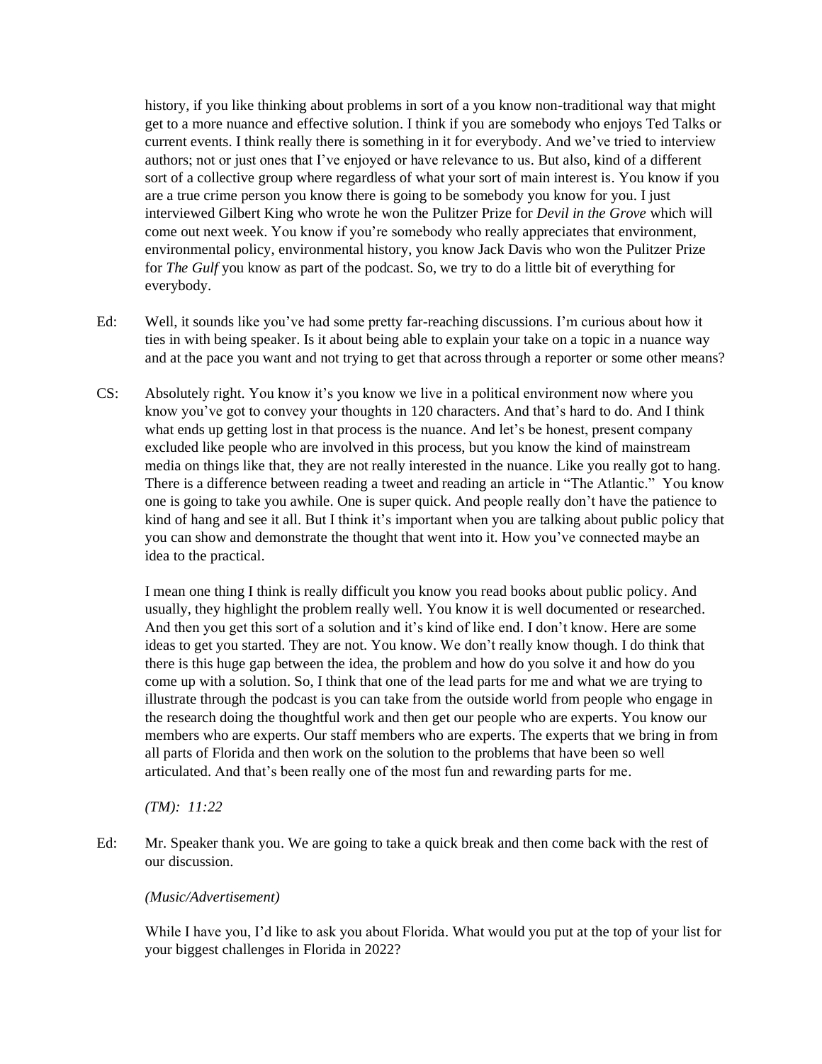history, if you like thinking about problems in sort of a you know non-traditional way that might get to a more nuance and effective solution. I think if you are somebody who enjoys Ted Talks or current events. I think really there is something in it for everybody. And we've tried to interview authors; not or just ones that I've enjoyed or have relevance to us. But also, kind of a different sort of a collective group where regardless of what your sort of main interest is. You know if you are a true crime person you know there is going to be somebody you know for you. I just interviewed Gilbert King who wrote he won the Pulitzer Prize for *Devil in the Grove* which will come out next week. You know if you're somebody who really appreciates that environment, environmental policy, environmental history, you know Jack Davis who won the Pulitzer Prize for *The Gulf* you know as part of the podcast. So, we try to do a little bit of everything for everybody.

Ed: Well, it sounds like you've had some pretty far-reaching discussions. I'm curious about how it ties in with being speaker. Is it about being able to explain your take on a topic in a nuance way and at the pace you want and not trying to get that across through a reporter or some other means?

CS: Absolutely right. You know it's you know we live in a political environment now where you know you've got to convey your thoughts in 120 characters. And that's hard to do. And I think what ends up getting lost in that process is the nuance. And let's be honest, present company excluded like people who are involved in this process, but you know the kind of mainstream media on things like that, they are not really interested in the nuance. Like you really got to hang. There is a difference between reading a tweet and reading an article in "The Atlantic." You know one is going to take you awhile. One is super quick. And people really don't have the patience to kind of hang and see it all. But I think it's important when you are talking about public policy that you can show and demonstrate the thought that went into it. How you've connected maybe an idea to the practical.

I mean one thing I think is really difficult you know you read books about public policy. And usually, they highlight the problem really well. You know it is well documented or researched. And then you get this sort of a solution and it's kind of like end. I don't know. Here are some ideas to get you started. They are not. You know. We don't really know though. I do think that there is this huge gap between the idea, the problem and how do you solve it and how do you come up with a solution. So, I think that one of the lead parts for me and what we are trying to illustrate through the podcast is you can take from the outside world from people who engage in the research doing the thoughtful work and then get our people who are experts. You know our members who are experts. Our staff members who are experts. The experts that we bring in from all parts of Florida and then work on the solution to the problems that have been so well articulated. And that's been really one of the most fun and rewarding parts for me.

*(TM): 11:22*

Ed: Mr. Speaker thank you. We are going to take a quick break and then come back with the rest of our discussion.

*(Music/Advertisement)*

While I have you, I'd like to ask you about Florida. What would you put at the top of your list for your biggest challenges in Florida in 2022?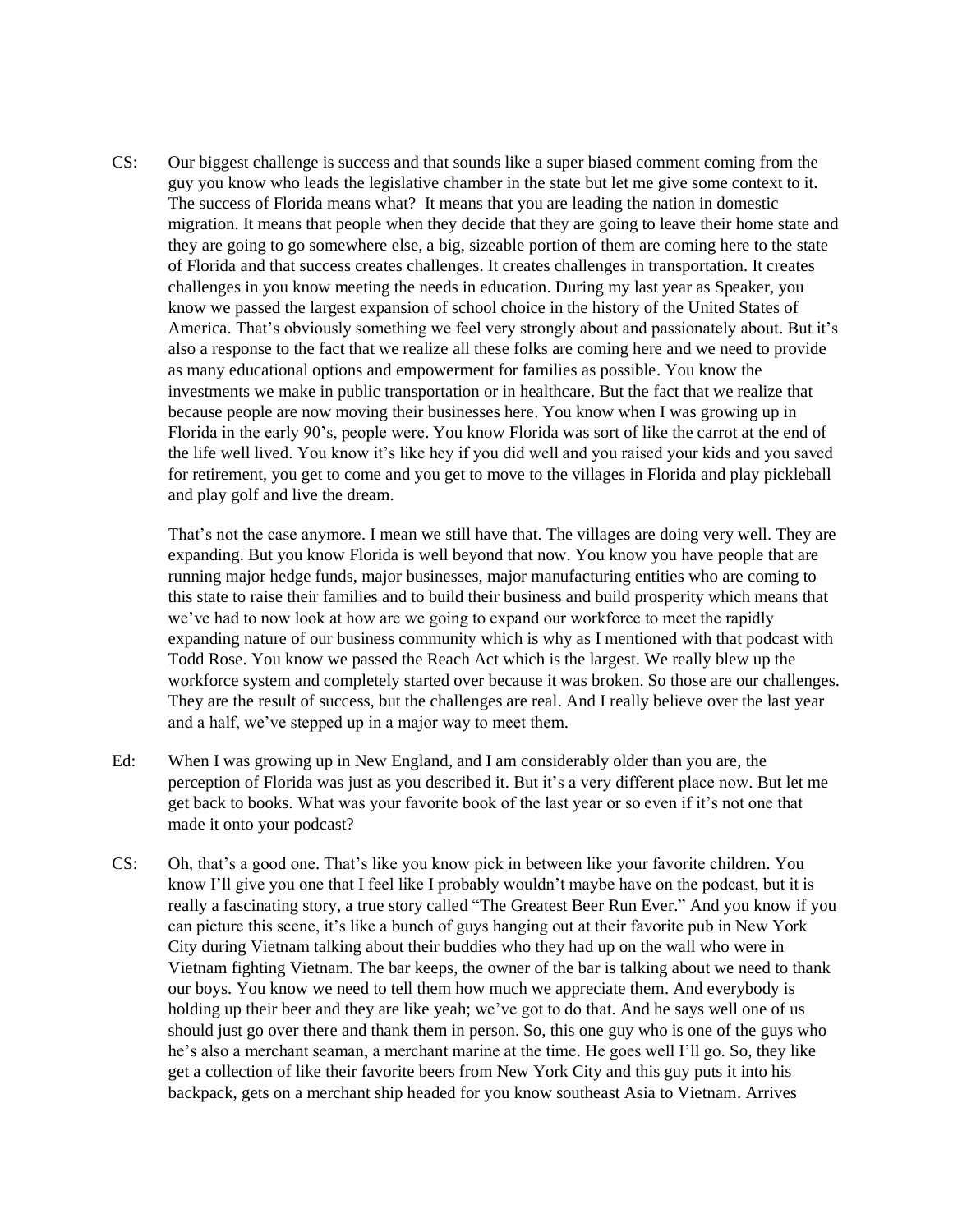CS: Our biggest challenge is success and that sounds like a super biased comment coming from the guy you know who leads the legislative chamber in the state but let me give some context to it. The success of Florida means what? It means that you are leading the nation in domestic migration. It means that people when they decide that they are going to leave their home state and they are going to go somewhere else, a big, sizeable portion of them are coming here to the state of Florida and that success creates challenges. It creates challenges in transportation. It creates challenges in you know meeting the needs in education. During my last year as Speaker, you know we passed the largest expansion of school choice in the history of the United States of America. That's obviously something we feel very strongly about and passionately about. But it's also a response to the fact that we realize all these folks are coming here and we need to provide as many educational options and empowerment for families as possible. You know the investments we make in public transportation or in healthcare. But the fact that we realize that because people are now moving their businesses here. You know when I was growing up in Florida in the early 90's, people were. You know Florida was sort of like the carrot at the end of the life well lived. You know it's like hey if you did well and you raised your kids and you saved for retirement, you get to come and you get to move to the villages in Florida and play pickleball and play golf and live the dream.

That's not the case anymore. I mean we still have that. The villages are doing very well. They are expanding. But you know Florida is well beyond that now. You know you have people that are running major hedge funds, major businesses, major manufacturing entities who are coming to this state to raise their families and to build their business and build prosperity which means that we've had to now look at how are we going to expand our workforce to meet the rapidly expanding nature of our business community which is why as I mentioned with that podcast with Todd Rose. You know we passed the Reach Act which is the largest. We really blew up the workforce system and completely started over because it was broken. So those are our challenges. They are the result of success, but the challenges are real. And I really believe over the last year and a half, we've stepped up in a major way to meet them.

Ed: When I was growing up in New England, and I am considerably older than you are, the perception of Florida was just as you described it. But it's a very different place now. But let me get back to books. What was your favorite book of the last year or so even if it's not one that made it onto your podcast?

CS: Oh, that's a good one. That's like you know pick in between like your favorite children. You know I'll give you one that I feel like I probably wouldn't maybe have on the podcast, but it is really a fascinating story, a true story called "The Greatest Beer Run Ever." And you know if you can picture this scene, it's like a bunch of guys hanging out at their favorite pub in New York City during Vietnam talking about their buddies who they had up on the wall who were in Vietnam fighting Vietnam. The bar keeps, the owner of the bar is talking about we need to thank our boys. You know we need to tell them how much we appreciate them. And everybody is holding up their beer and they are like yeah; we've got to do that. And he says well one of us should just go over there and thank them in person. So, this one guy who is one of the guys who he's also a merchant seaman, a merchant marine at the time. He goes well I'll go. So, they like get a collection of like their favorite beers from New York City and this guy puts it into his backpack, gets on a merchant ship headed for you know southeast Asia to Vietnam. Arrives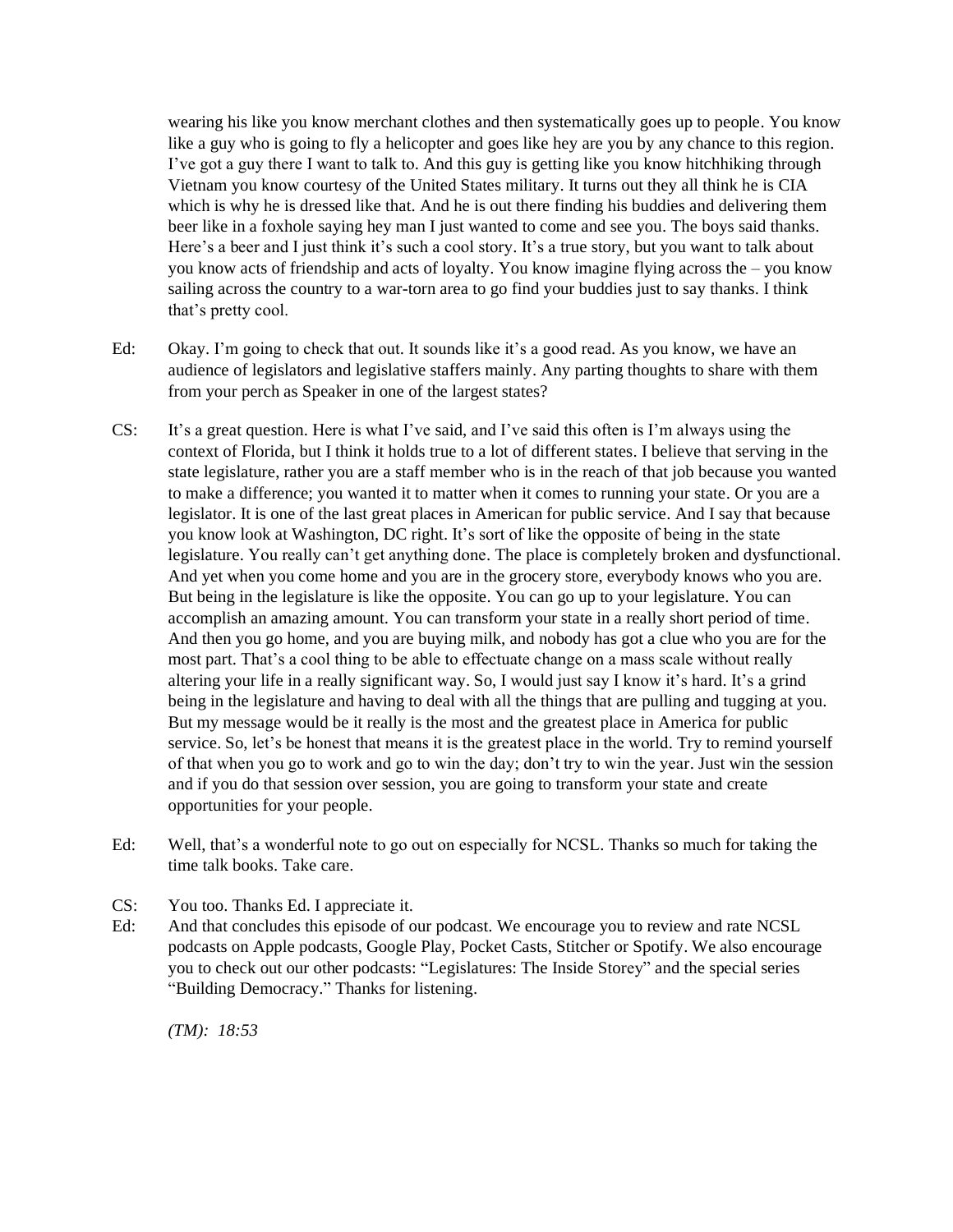wearing his like you know merchant clothes and then systematically goes up to people. You know like a guy who is going to fly a helicopter and goes like hey are you by any chance to this region. I've got a guy there I want to talk to. And this guy is getting like you know hitchhiking through Vietnam you know courtesy of the United States military. It turns out they all think he is CIA which is why he is dressed like that. And he is out there finding his buddies and delivering them beer like in a foxhole saying hey man I just wanted to come and see you. The boys said thanks. Here's a beer and I just think it's such a cool story. It's a true story, but you want to talk about you know acts of friendship and acts of loyalty. You know imagine flying across the – you know sailing across the country to a war-torn area to go find your buddies just to say thanks. I think that's pretty cool.

Ed: Okay. I'm going to check that out. It sounds like it's a good read. As you know, we have an audience of legislators and legislative staffers mainly. Any parting thoughts to share with them from your perch as Speaker in one of the largest states?

CS: It's a great question. Here is what I've said, and I've said this often is I'm always using the context of Florida, but I think it holds true to a lot of different states. I believe that serving in the state legislature, rather you are a staff member who is in the reach of that job because you wanted to make a difference; you wanted it to matter when it comes to running your state. Or you are a legislator. It is one of the last great places in American for public service. And I say that because you know look at Washington, DC right. It's sort of like the opposite of being in the state legislature. You really can't get anything done. The place is completely broken and dysfunctional. And yet when you come home and you are in the grocery store, everybody knows who you are. But being in the legislature is like the opposite. You can go up to your legislature. You can accomplish an amazing amount. You can transform your state in a really short period of time. And then you go home, and you are buying milk, and nobody has got a clue who you are for the most part. That's a cool thing to be able to effectuate change on a mass scale without really altering your life in a really significant way. So, I would just say I know it's hard. It's a grind being in the legislature and having to deal with all the things that are pulling and tugging at you. But my message would be it really is the most and the greatest place in America for public service. So, let's be honest that means it is the greatest place in the world. Try to remind yourself of that when you go to work and go to win the day; don't try to win the year. Just win the session and if you do that session over session, you are going to transform your state and create opportunities for your people.

Ed: Well, that's a wonderful note to go out on especially for NCSL. Thanks so much for taking the time talk books. Take care.

CS: You too. Thanks Ed. I appreciate it.

Ed: And that concludes this episode of our podcast. We encourage you to review and rate NCSL podcasts on Apple podcasts, Google Play, Pocket Casts, Stitcher or Spotify. We also encourage you to check out our other podcasts: "Legislatures: The Inside Storey" and the special series "Building Democracy." Thanks for listening.

*(TM): 18:53*